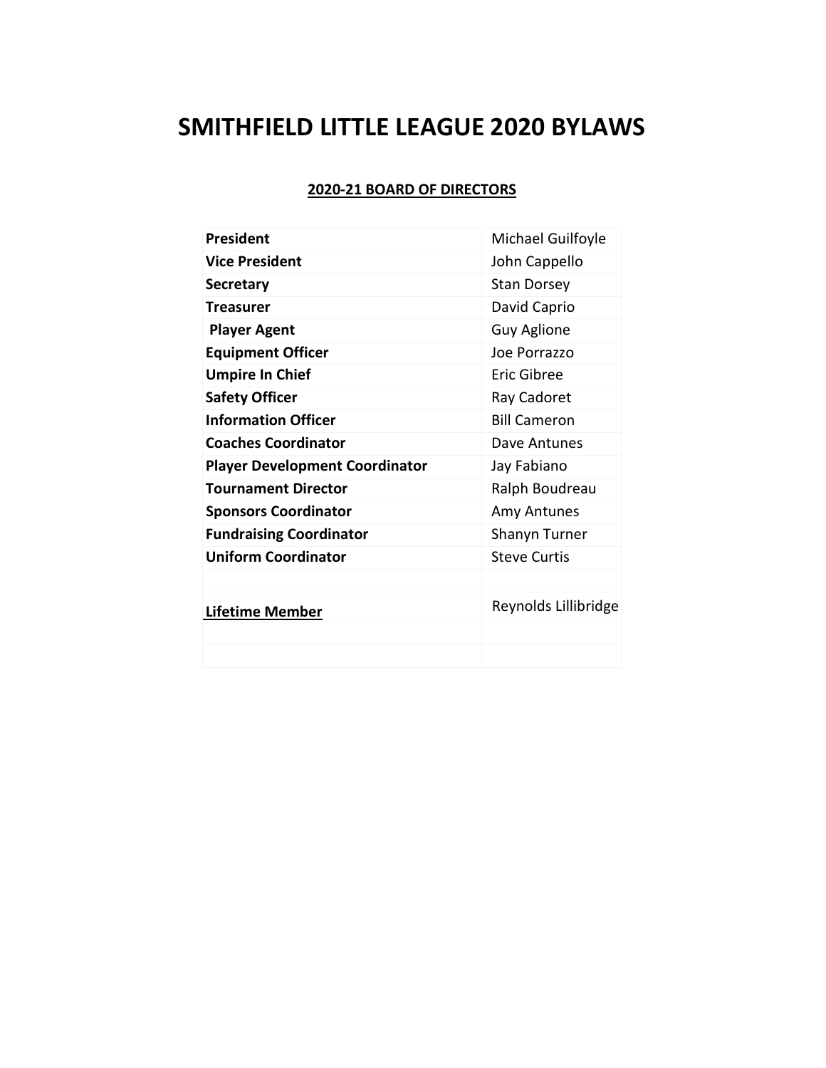# SMITHFIELD LITTLE LEAGUE 2020 BYLAWS

## 2020-21 BOARD OF DIRECTORS

| | |
|---|---|
| **President** | Michael Guilfoyle |
| **Vice President** | John Cappello |
| **Secretary** | Stan Dorsey |
| **Treasurer** | David Caprio |
| **Player Agent** | Guy Aglione |
| **Equipment Officer** | Joe Porrazzo |
| **Umpire In Chief** | Eric Gibree |
| **Safety Officer** | Ray Cadoret |
| **Information Officer** | Bill Cameron |
| **Coaches Coordinator** | Dave Antunes |
| **Player Development Coordinator** | Jay Fabiano |
| **Tournament Director** | Ralph Boudreau |
| **Sponsors Coordinator** | Amy Antunes |
| **Fundraising Coordinator** | Shanyn Turner |
| **Uniform Coordinator** | Steve Curtis |
| | |
| **Lifetime Member** | Reynolds Lillibridge |
| | |
| | |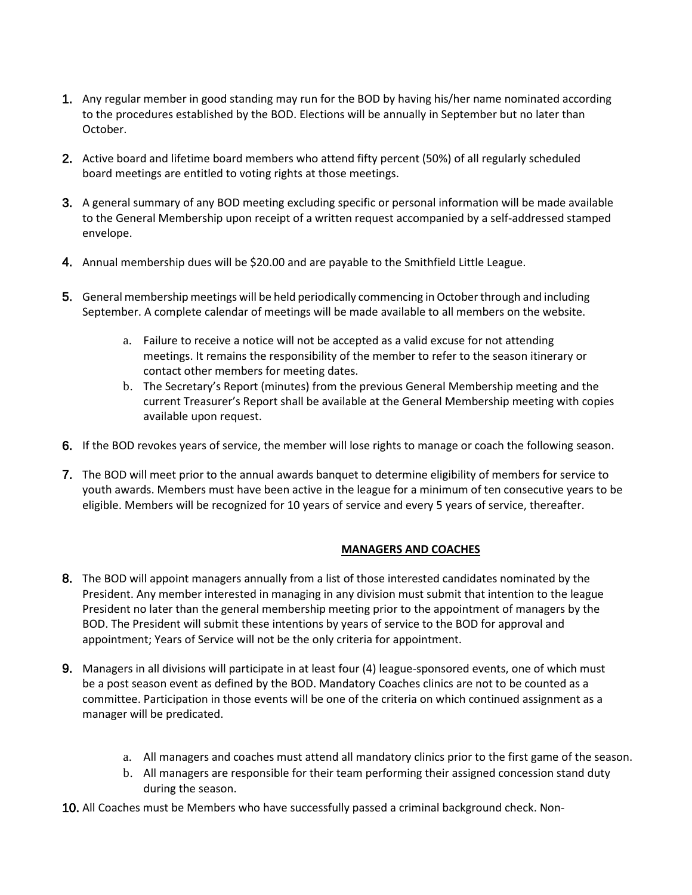1. Any regular member in good standing may run for the BOD by having his/her name nominated according to the procedures established by the BOD. Elections will be annually in September but no later than October.

2. Active board and lifetime board members who attend fifty percent (50%) of all regularly scheduled board meetings are entitled to voting rights at those meetings.

3. A general summary of any BOD meeting excluding specific or personal information will be made available to the General Membership upon receipt of a written request accompanied by a self-addressed stamped envelope.

4. Annual membership dues will be $20.00 and are payable to the Smithfield Little League.

5. General membership meetings will be held periodically commencing in October through and including September. A complete calendar of meetings will be made available to all members on the website.

   a. Failure to receive a notice will not be accepted as a valid excuse for not attending meetings. It remains the responsibility of the member to refer to the season itinerary or contact other members for meeting dates.
   b. The Secretary's Report (minutes) from the previous General Membership meeting and the current Treasurer's Report shall be available at the General Membership meeting with copies available upon request.

6. If the BOD revokes years of service, the member will lose rights to manage or coach the following season.

7. The BOD will meet prior to the annual awards banquet to determine eligibility of members for service to youth awards. Members must have been active in the league for a minimum of ten consecutive years to be eligible. Members will be recognized for 10 years of service and every 5 years of service, thereafter.

## MANAGERS AND COACHES

8. The BOD will appoint managers annually from a list of those interested candidates nominated by the President. Any member interested in managing in any division must submit that intention to the league President no later than the general membership meeting prior to the appointment of managers by the BOD. The President will submit these intentions by years of service to the BOD for approval and appointment; Years of Service will not be the only criteria for appointment.

9. Managers in all divisions will participate in at least four (4) league-sponsored events, one of which must be a post season event as defined by the BOD. Mandatory Coaches clinics are not to be counted as a committee. Participation in those events will be one of the criteria on which continued assignment as a manager will be predicated.

   a. All managers and coaches must attend all mandatory clinics prior to the first game of the season.
   b. All managers are responsible for their team performing their assigned concession stand duty during the season.

10. All Coaches must be Members who have successfully passed a criminal background check. Non-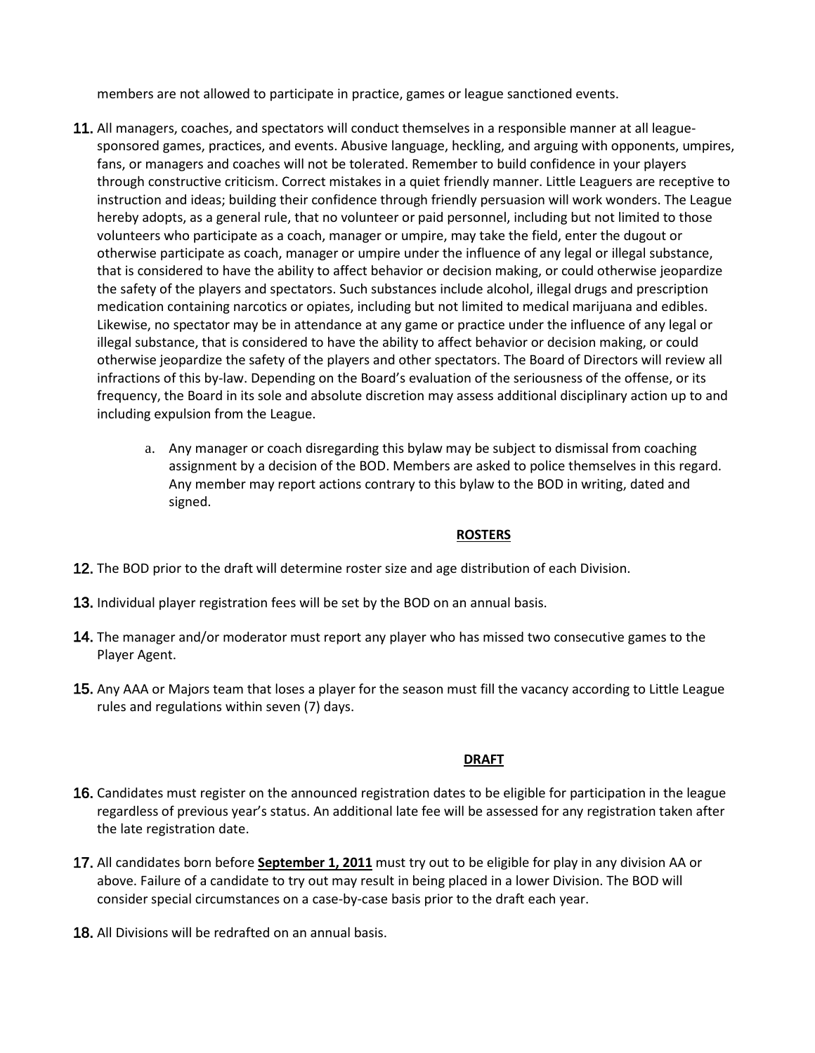members are not allowed to participate in practice, games or league sanctioned events.

11. All managers, coaches, and spectators will conduct themselves in a responsible manner at all league-sponsored games, practices, and events. Abusive language, heckling, and arguing with opponents, umpires, fans, or managers and coaches will not be tolerated. Remember to build confidence in your players through constructive criticism. Correct mistakes in a quiet friendly manner. Little Leaguers are receptive to instruction and ideas; building their confidence through friendly persuasion will work wonders. The League hereby adopts, as a general rule, that no volunteer or paid personnel, including but not limited to those volunteers who participate as a coach, manager or umpire, may take the field, enter the dugout or otherwise participate as coach, manager or umpire under the influence of any legal or illegal substance, that is considered to have the ability to affect behavior or decision making, or could otherwise jeopardize the safety of the players and spectators. Such substances include alcohol, illegal drugs and prescription medication containing narcotics or opiates, including but not limited to medical marijuana and edibles. Likewise, no spectator may be in attendance at any game or practice under the influence of any legal or illegal substance, that is considered to have the ability to affect behavior or decision making, or could otherwise jeopardize the safety of the players and other spectators. The Board of Directors will review all infractions of this by-law. Depending on the Board's evaluation of the seriousness of the offense, or its frequency, the Board in its sole and absolute discretion may assess additional disciplinary action up to and including expulsion from the League.
    a. Any manager or coach disregarding this bylaw may be subject to dismissal from coaching assignment by a decision of the BOD. Members are asked to police themselves in this regard. Any member may report actions contrary to this bylaw to the BOD in writing, dated and signed.

## <u>ROSTERS</u>

12. The BOD prior to the draft will determine roster size and age distribution of each Division.
13. Individual player registration fees will be set by the BOD on an annual basis.
14. The manager and/or moderator must report any player who has missed two consecutive games to the Player Agent.
15. Any AAA or Majors team that loses a player for the season must fill the vacancy according to Little League rules and regulations within seven (7) days.

## <u>DRAFT</u>

16. Candidates must register on the announced registration dates to be eligible for participation in the league regardless of previous year's status. An additional late fee will be assessed for any registration taken after the late registration date.
17. All candidates born before **<u>September 1, 2011</u>** must try out to be eligible for play in any division AA or above. Failure of a candidate to try out may result in being placed in a lower Division. The BOD will consider special circumstances on a case-by-case basis prior to the draft each year.
18. All Divisions will be redrafted on an annual basis.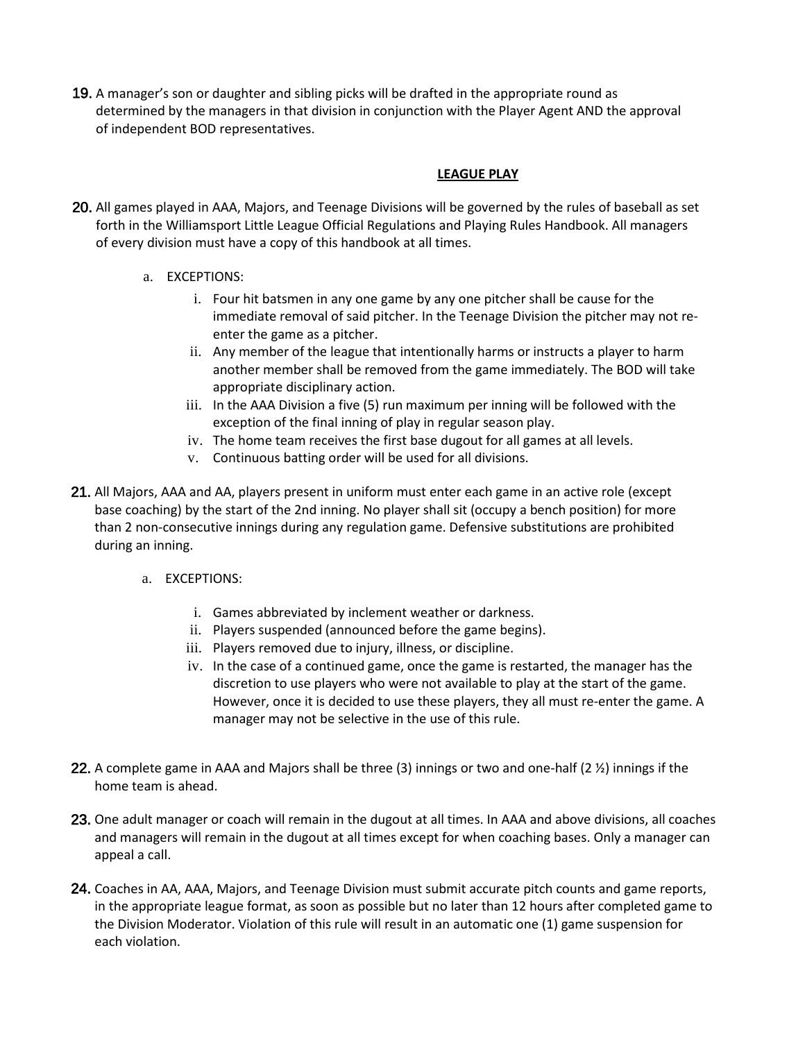19. A manager's son or daughter and sibling picks will be drafted in the appropriate round as determined by the managers in that division in conjunction with the Player Agent AND the approval of independent BOD representatives.

## LEAGUE PLAY

20. All games played in AAA, Majors, and Teenage Divisions will be governed by the rules of baseball as set forth in the Williamsport Little League Official Regulations and Playing Rules Handbook. All managers of every division must have a copy of this handbook at all times.

    a. EXCEPTIONS:

        i. Four hit batsmen in any one game by any one pitcher shall be cause for the immediate removal of said pitcher. In the Teenage Division the pitcher may not re-enter the game as a pitcher.

        ii. Any member of the league that intentionally harms or instructs a player to harm another member shall be removed from the game immediately. The BOD will take appropriate disciplinary action.

        iii. In the AAA Division a five (5) run maximum per inning will be followed with the exception of the final inning of play in regular season play.

        iv. The home team receives the first base dugout for all games at all levels.

        v. Continuous batting order will be used for all divisions.

21. All Majors, AAA and AA, players present in uniform must enter each game in an active role (except base coaching) by the start of the 2nd inning. No player shall sit (occupy a bench position) for more than 2 non-consecutive innings during any regulation game. Defensive substitutions are prohibited during an inning.

    a. EXCEPTIONS:

        i. Games abbreviated by inclement weather or darkness.

        ii. Players suspended (announced before the game begins).

        iii. Players removed due to injury, illness, or discipline.

        iv. In the case of a continued game, once the game is restarted, the manager has the discretion to use players who were not available to play at the start of the game. However, once it is decided to use these players, they all must re-enter the game. A manager may not be selective in the use of this rule.

22. A complete game in AAA and Majors shall be three (3) innings or two and one-half (2 ½) innings if the home team is ahead.

23. One adult manager or coach will remain in the dugout at all times. In AAA and above divisions, all coaches and managers will remain in the dugout at all times except for when coaching bases. Only a manager can appeal a call.

24. Coaches in AA, AAA, Majors, and Teenage Division must submit accurate pitch counts and game reports, in the appropriate league format, as soon as possible but no later than 12 hours after completed game to the Division Moderator. Violation of this rule will result in an automatic one (1) game suspension for each violation.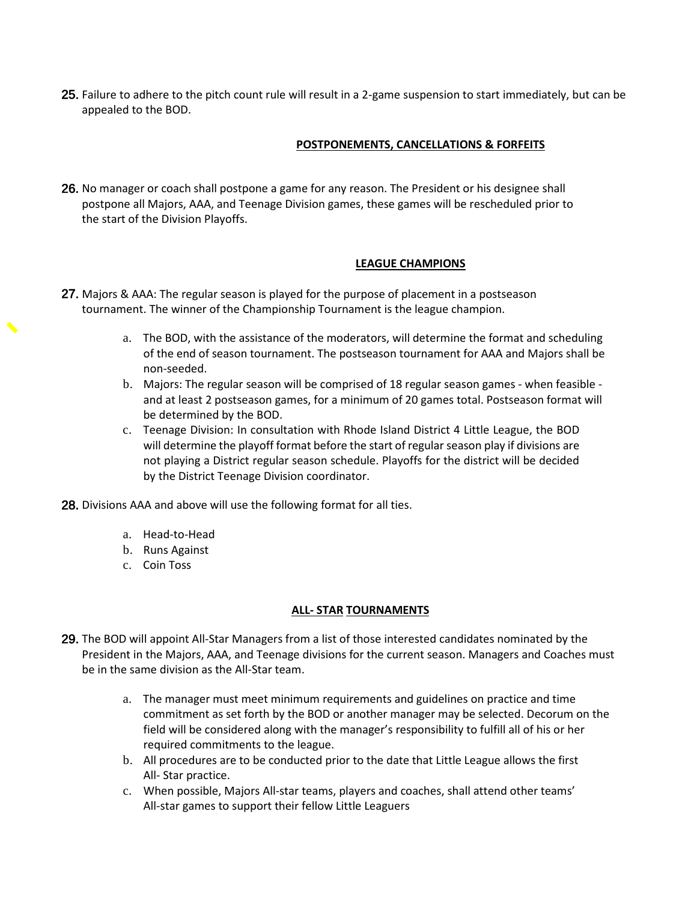25. Failure to adhere to the pitch count rule will result in a 2-game suspension to start immediately, but can be appealed to the BOD.

## POSTPONEMENTS, CANCELLATIONS & FORFEITS

26. No manager or coach shall postpone a game for any reason. The President or his designee shall postpone all Majors, AAA, and Teenage Division games, these games will be rescheduled prior to the start of the Division Playoffs.

## LEAGUE CHAMPIONS

27. Majors & AAA: The regular season is played for the purpose of placement in a postseason tournament. The winner of the Championship Tournament is the league champion.

    a. The BOD, with the assistance of the moderators, will determine the format and scheduling of the end of season tournament. The postseason tournament for AAA and Majors shall be non-seeded.

    b. Majors: The regular season will be comprised of 18 regular season games - when feasible - and at least 2 postseason games, for a minimum of 20 games total. Postseason format will be determined by the BOD.

    c. Teenage Division: In consultation with Rhode Island District 4 Little League, the BOD will determine the playoff format before the start of regular season play if divisions are not playing a District regular season schedule. Playoffs for the district will be decided by the District Teenage Division coordinator.

28. Divisions AAA and above will use the following format for all ties.

    a. Head-to-Head
    b. Runs Against
    c. Coin Toss

## ALL- STAR TOURNAMENTS

29. The BOD will appoint All-Star Managers from a list of those interested candidates nominated by the President in the Majors, AAA, and Teenage divisions for the current season. Managers and Coaches must be in the same division as the All-Star team.

    a. The manager must meet minimum requirements and guidelines on practice and time commitment as set forth by the BOD or another manager may be selected. Decorum on the field will be considered along with the manager's responsibility to fulfill all of his or her required commitments to the league.

    b. All procedures are to be conducted prior to the date that Little League allows the first All- Star practice.

    c. When possible, Majors All-star teams, players and coaches, shall attend other teams' All-star games to support their fellow Little Leaguers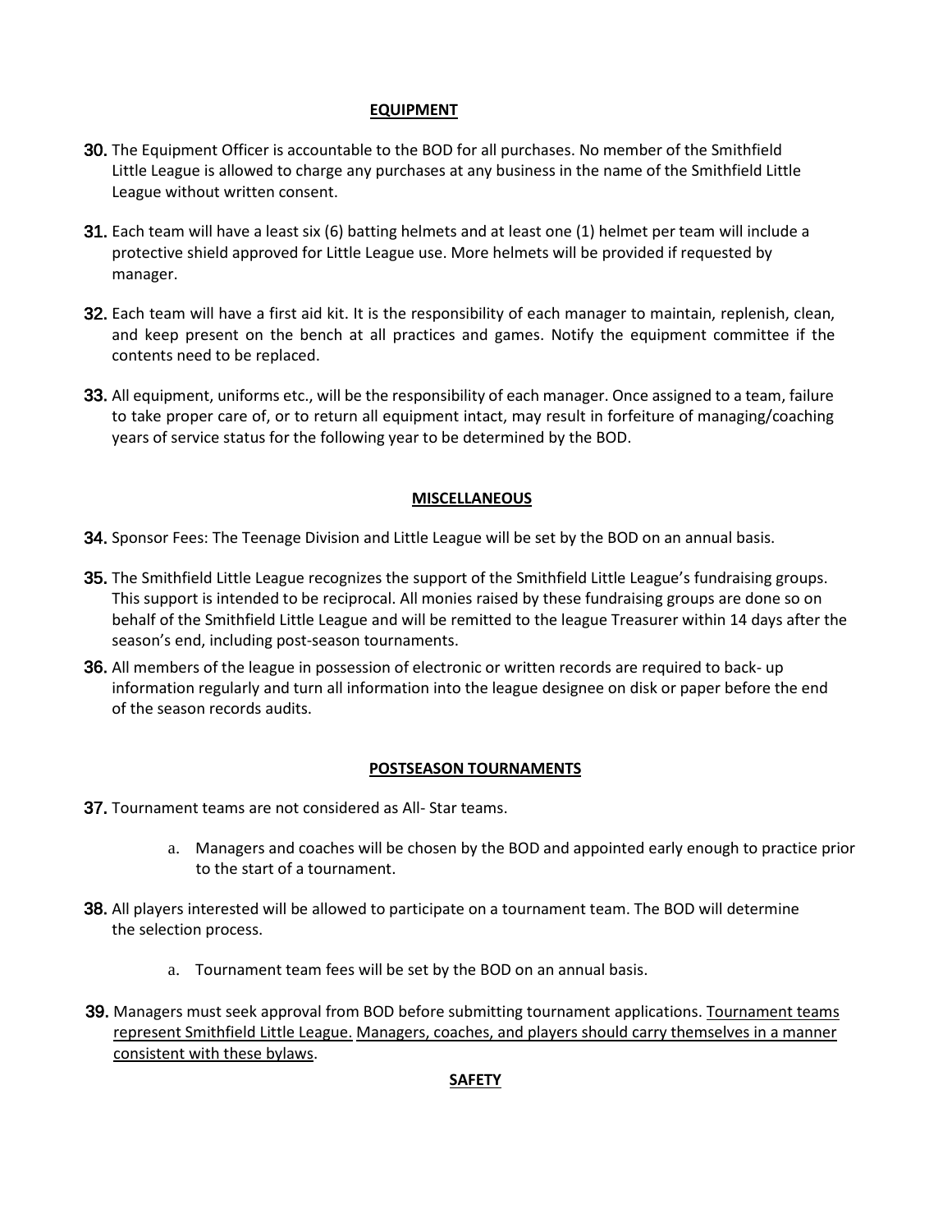## EQUIPMENT

30. The Equipment Officer is accountable to the BOD for all purchases. No member of the Smithfield Little League is allowed to charge any purchases at any business in the name of the Smithfield Little League without written consent.

31. Each team will have a least six (6) batting helmets and at least one (1) helmet per team will include a protective shield approved for Little League use. More helmets will be provided if requested by manager.

32. Each team will have a first aid kit. It is the responsibility of each manager to maintain, replenish, clean, and keep present on the bench at all practices and games. Notify the equipment committee if the contents need to be replaced.

33. All equipment, uniforms etc., will be the responsibility of each manager. Once assigned to a team, failure to take proper care of, or to return all equipment intact, may result in forfeiture of managing/coaching years of service status for the following year to be determined by the BOD.

## MISCELLANEOUS

34. Sponsor Fees: The Teenage Division and Little League will be set by the BOD on an annual basis.

35. The Smithfield Little League recognizes the support of the Smithfield Little League's fundraising groups. This support is intended to be reciprocal. All monies raised by these fundraising groups are done so on behalf of the Smithfield Little League and will be remitted to the league Treasurer within 14 days after the season's end, including post-season tournaments.

36. All members of the league in possession of electronic or written records are required to back- up information regularly and turn all information into the league designee on disk or paper before the end of the season records audits.

## POSTSEASON TOURNAMENTS

37. Tournament teams are not considered as All- Star teams.

    a. Managers and coaches will be chosen by the BOD and appointed early enough to practice prior to the start of a tournament.

38. All players interested will be allowed to participate on a tournament team. The BOD will determine the selection process.

    a. Tournament team fees will be set by the BOD on an annual basis.

39. Managers must seek approval from BOD before submitting tournament applications. <u>Tournament teams represent Smithfield Little League.</u> <u>Managers, coaches, and players should carry themselves in a manner consistent with these bylaws</u>.

## SAFETY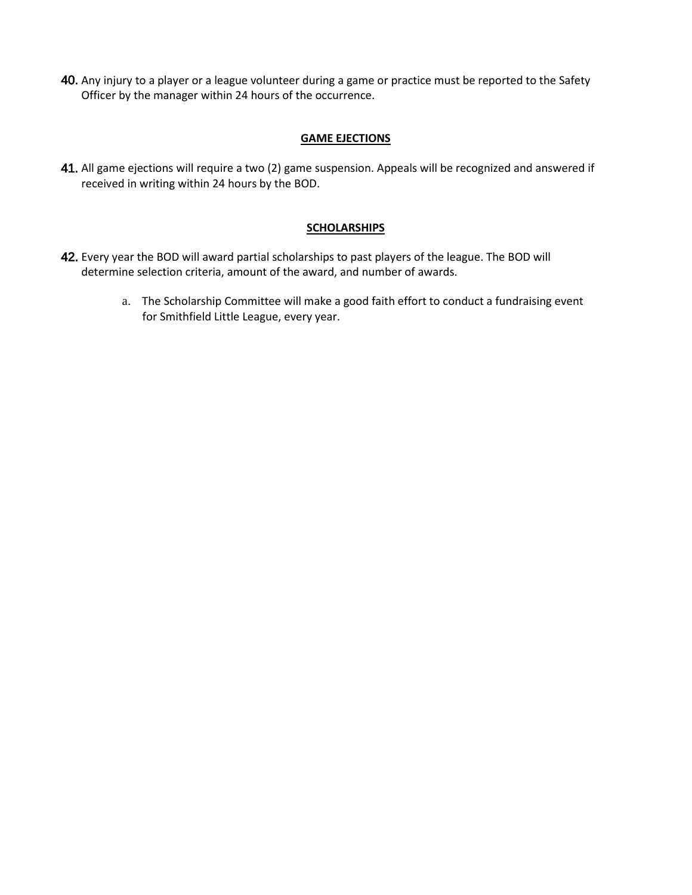40. Any injury to a player or a league volunteer during a game or practice must be reported to the Safety Officer by the manager within 24 hours of the occurrence.

## GAME EJECTIONS

41. All game ejections will require a two (2) game suspension. Appeals will be recognized and answered if received in writing within 24 hours by the BOD.

## SCHOLARSHIPS

42. Every year the BOD will award partial scholarships to past players of the league. The BOD will determine selection criteria, amount of the award, and number of awards.

    a. The Scholarship Committee will make a good faith effort to conduct a fundraising event for Smithfield Little League, every year.